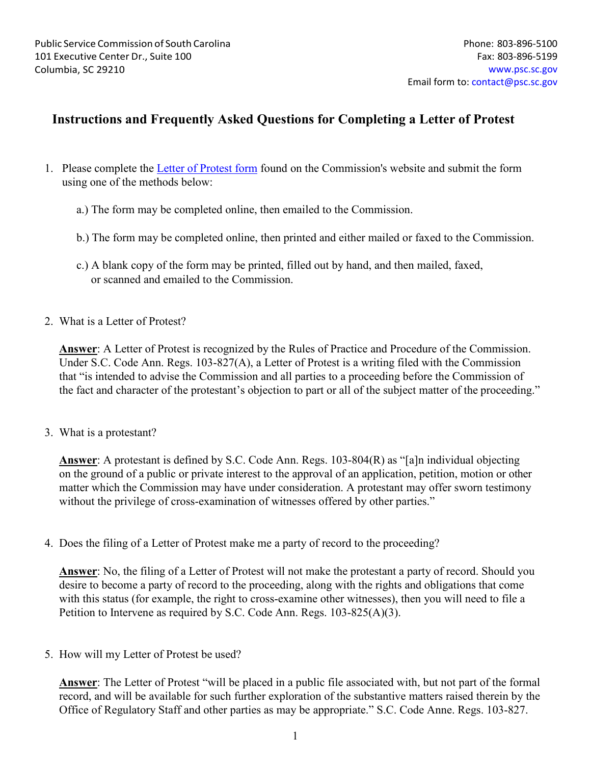Public Service Commission of South Carolina
101 Executive Center Dr., Suite 100
Columbia, SC 29210

Phone: 803-896-5100
Fax: 803-896-5199
www.psc.sc.gov
Email form to: contact@psc.sc.gov

# Instructions and Frequently Asked Questions for Completing a Letter of Protest

1. Please complete the Letter of Protest form found on the Commission's website and submit the form using one of the methods below:

   a.) The form may be completed online, then emailed to the Commission.

   b.) The form may be completed online, then printed and either mailed or faxed to the Commission.

   c.) A blank copy of the form may be printed, filled out by hand, and then mailed, faxed, or scanned and emailed to the Commission.

2. What is a Letter of Protest?

   **Answer**: A Letter of Protest is recognized by the Rules of Practice and Procedure of the Commission. Under S.C. Code Ann. Regs. 103-827(A), a Letter of Protest is a writing filed with the Commission that "is intended to advise the Commission and all parties to a proceeding before the Commission of the fact and character of the protestant's objection to part or all of the subject matter of the proceeding."

3. What is a protestant?

   **Answer**: A protestant is defined by S.C. Code Ann. Regs. 103-804(R) as "[a]n individual objecting on the ground of a public or private interest to the approval of an application, petition, motion or other matter which the Commission may have under consideration. A protestant may offer sworn testimony without the privilege of cross-examination of witnesses offered by other parties."

4. Does the filing of a Letter of Protest make me a party of record to the proceeding?

   **Answer**: No, the filing of a Letter of Protest will not make the protestant a party of record. Should you desire to become a party of record to the proceeding, along with the rights and obligations that come with this status (for example, the right to cross-examine other witnesses), then you will need to file a Petition to Intervene as required by S.C. Code Ann. Regs. 103-825(A)(3).

5. How will my Letter of Protest be used?

   **Answer**: The Letter of Protest "will be placed in a public file associated with, but not part of the formal record, and will be available for such further exploration of the substantive matters raised therein by the Office of Regulatory Staff and other parties as may be appropriate." S.C. Code Anne. Regs. 103-827.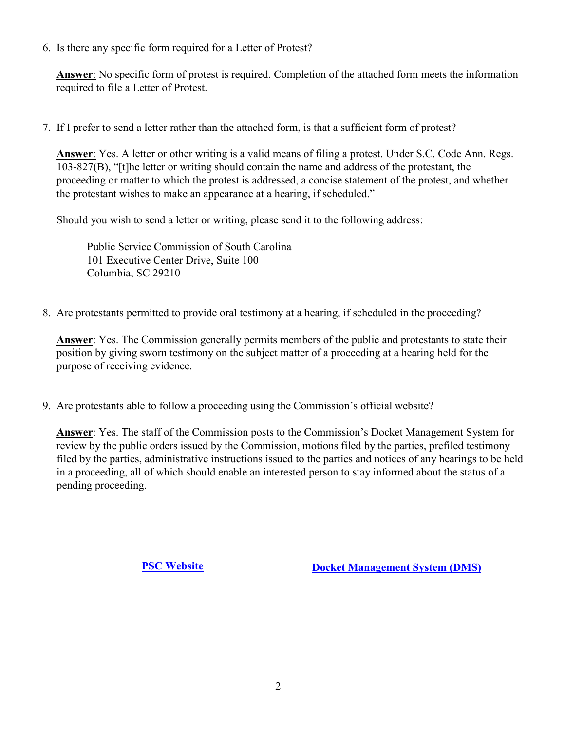6. Is there any specific form required for a Letter of Protest?

   **Answer**: No specific form of protest is required. Completion of the attached form meets the information required to file a Letter of Protest.

7. If I prefer to send a letter rather than the attached form, is that a sufficient form of protest?

   **Answer**: Yes. A letter or other writing is a valid means of filing a protest. Under S.C. Code Ann. Regs. 103-827(B), "[t]he letter or writing should contain the name and address of the protestant, the proceeding or matter to which the protest is addressed, a concise statement of the protest, and whether the protestant wishes to make an appearance at a hearing, if scheduled."

   Should you wish to send a letter or writing, please send it to the following address:

   Public Service Commission of South Carolina
   101 Executive Center Drive, Suite 100
   Columbia, SC 29210

8. Are protestants permitted to provide oral testimony at a hearing, if scheduled in the proceeding?

   **Answer**: Yes. The Commission generally permits members of the public and protestants to state their position by giving sworn testimony on the subject matter of a proceeding at a hearing held for the purpose of receiving evidence.

9. Are protestants able to follow a proceeding using the Commission's official website?

   **Answer**: Yes. The staff of the Commission posts to the Commission's Docket Management System for review by the public orders issued by the Commission, motions filed by the parties, prefiled testimony filed by the parties, administrative instructions issued to the parties and notices of any hearings to be held in a proceeding, all of which should enable an interested person to stay informed about the status of a pending proceeding.

**PSC Website** **Docket Management System (DMS)**